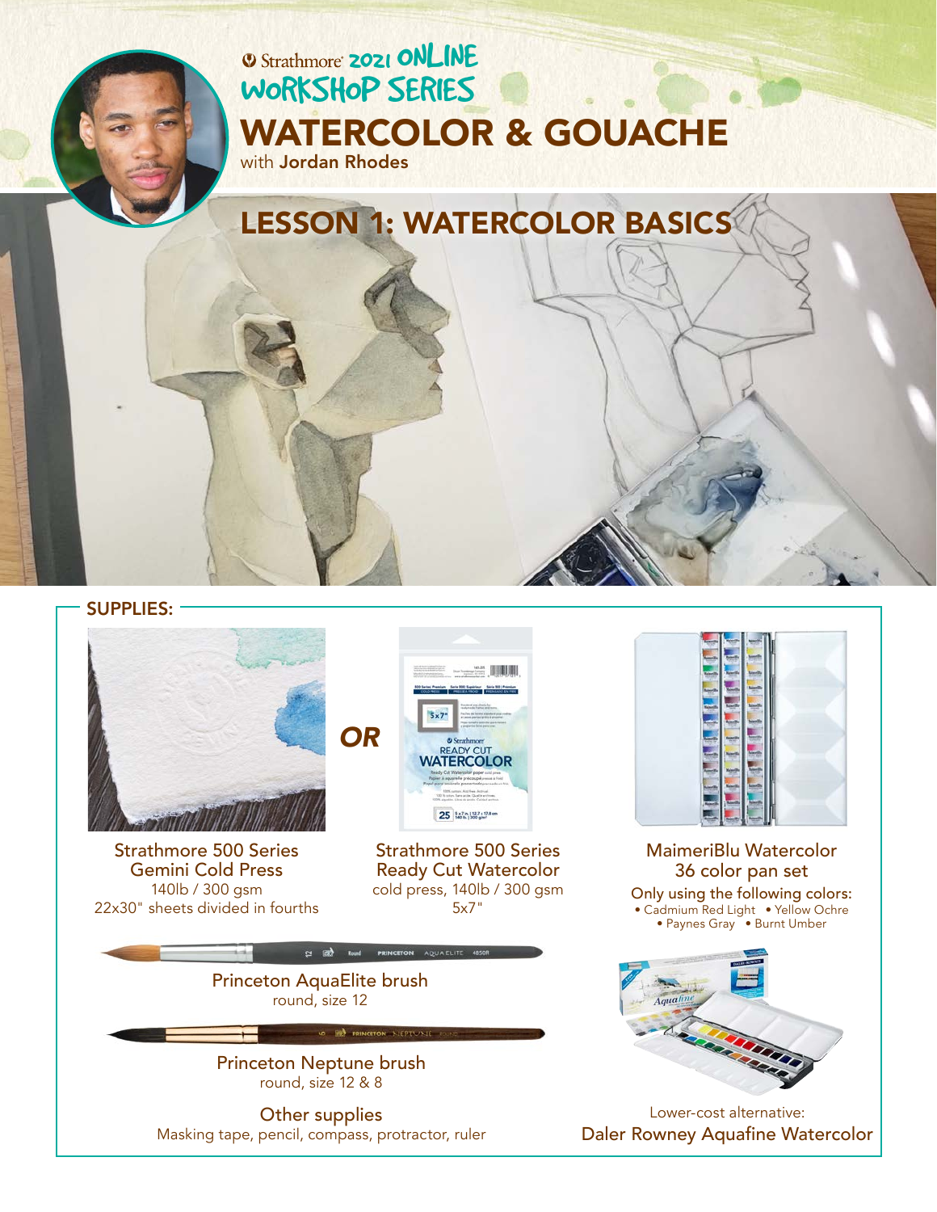Strathmore 2021 ONLINE WORKSHOP SERIES

# WATERCOLOR & GOUACHE

with **Jordan Rhodes**

## LESSON 1: WATERCOLOR BASICS

### SUPPLIES:

Strathmore 500 Series Gemini Cold Press
140lb / 300 gsm
22x30" sheets divided in fourths

*OR*

Strathmore 500 Series Ready Cut Watercolor
cold press, 140lb / 300 gsm
5x7"

MaimeriBlu Watercolor 36 color pan set

Only using the following colors:
- Cadmium Red Light
- Yellow Ochre
- Paynes Gray
- Burnt Umber

Princeton AquaElite brush
round, size 12

Princeton Neptune brush
round, size 12 & 8

Other supplies
Masking tape, pencil, compass, protractor, ruler

Lower-cost alternative:
Daler Rowney Aquafine Watercolor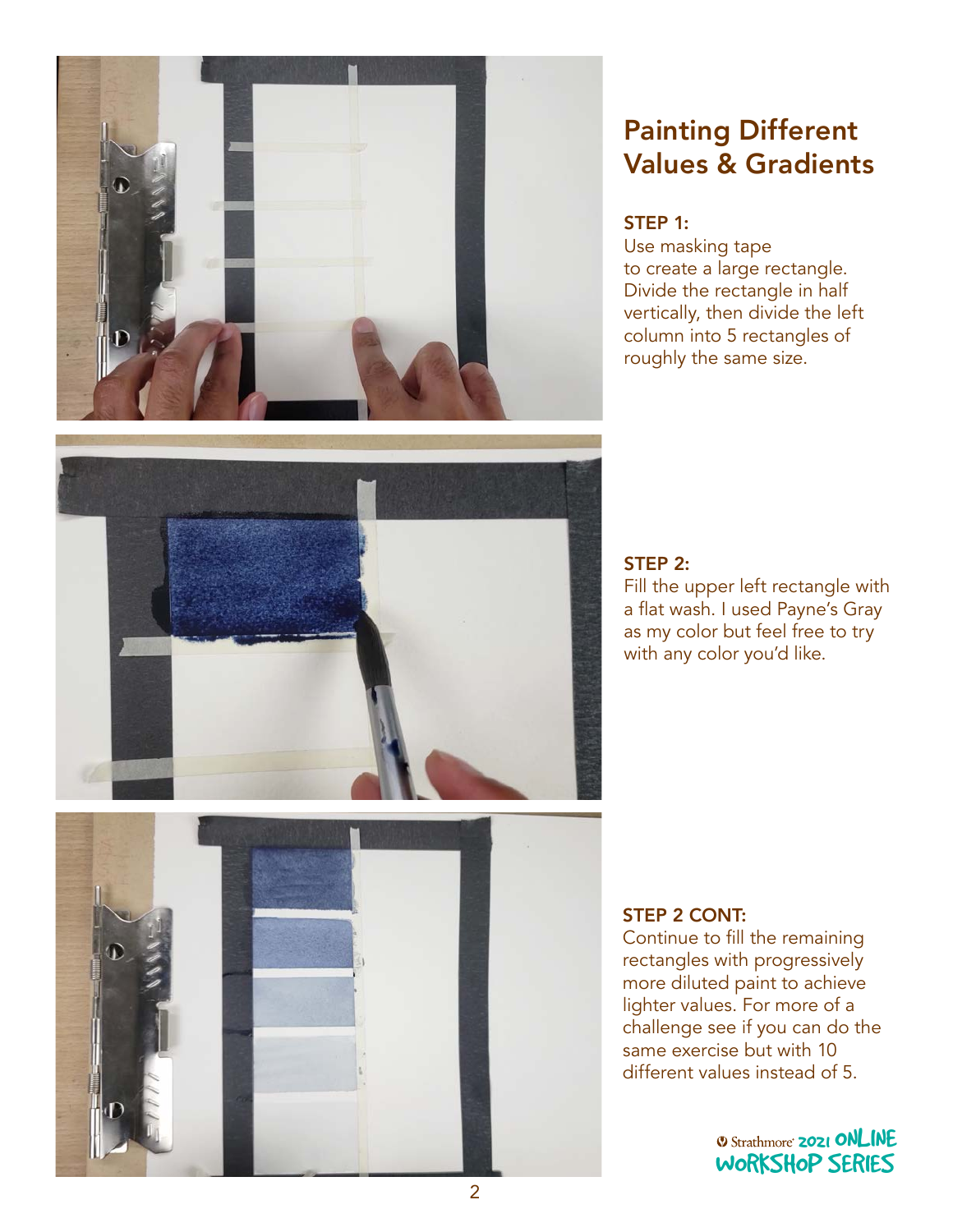## Painting Different Values & Gradients

**STEP 1:**

Use masking tape to create a large rectangle. Divide the rectangle in half vertically, then divide the left column into 5 rectangles of roughly the same size.

**STEP 2:**

Fill the upper left rectangle with a flat wash. I used Payne's Gray as my color but feel free to try with any color you'd like.

**STEP 2 CONT:**

Continue to fill the remaining rectangles with progressively more diluted paint to achieve lighter values. For more of a challenge see if you can do the same exercise but with 10 different values instead of 5.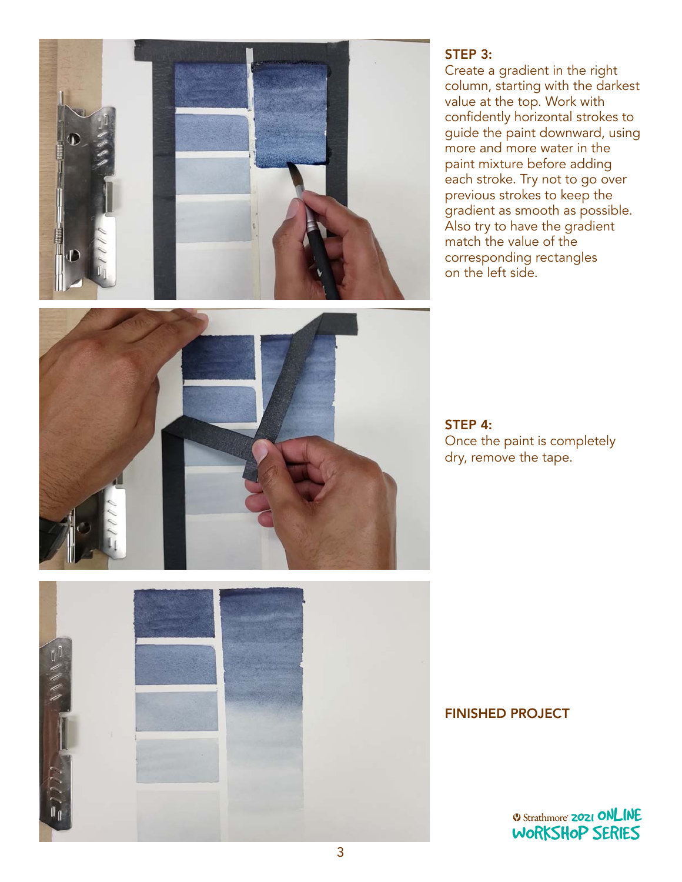**STEP 3:**
Create a gradient in the right column, starting with the darkest value at the top. Work with confidently horizontal strokes to guide the paint downward, using more and more water in the paint mixture before adding each stroke. Try not to go over previous strokes to keep the gradient as smooth as possible. Also try to have the gradient match the value of the corresponding rectangles on the left side.

**STEP 4:**
Once the paint is completely dry, remove the tape.

**FINISHED PROJECT**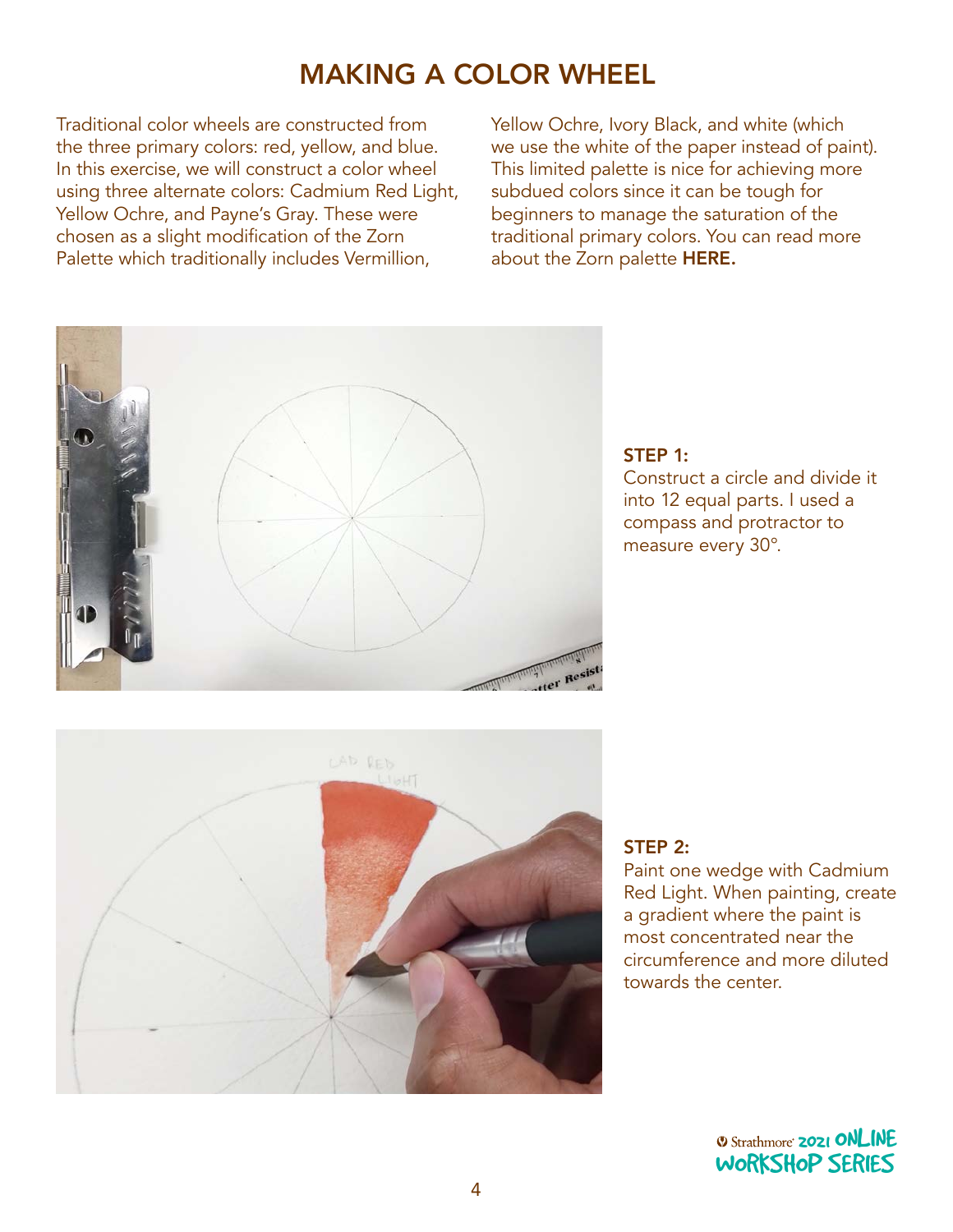# MAKING A COLOR WHEEL

Traditional color wheels are constructed from the three primary colors: red, yellow, and blue. In this exercise, we will construct a color wheel using three alternate colors: Cadmium Red Light, Yellow Ochre, and Payne's Gray. These were chosen as a slight modification of the Zorn Palette which traditionally includes Vermillion, Yellow Ochre, Ivory Black, and white (which we use the white of the paper instead of paint). This limited palette is nice for achieving more subdued colors since it can be tough for beginners to manage the saturation of the traditional primary colors. You can read more about the Zorn palette **HERE.**

**STEP 1:**
Construct a circle and divide it into 12 equal parts. I used a compass and protractor to measure every 30°.

**STEP 2:**
Paint one wedge with Cadmium Red Light. When painting, create a gradient where the paint is most concentrated near the circumference and more diluted towards the center.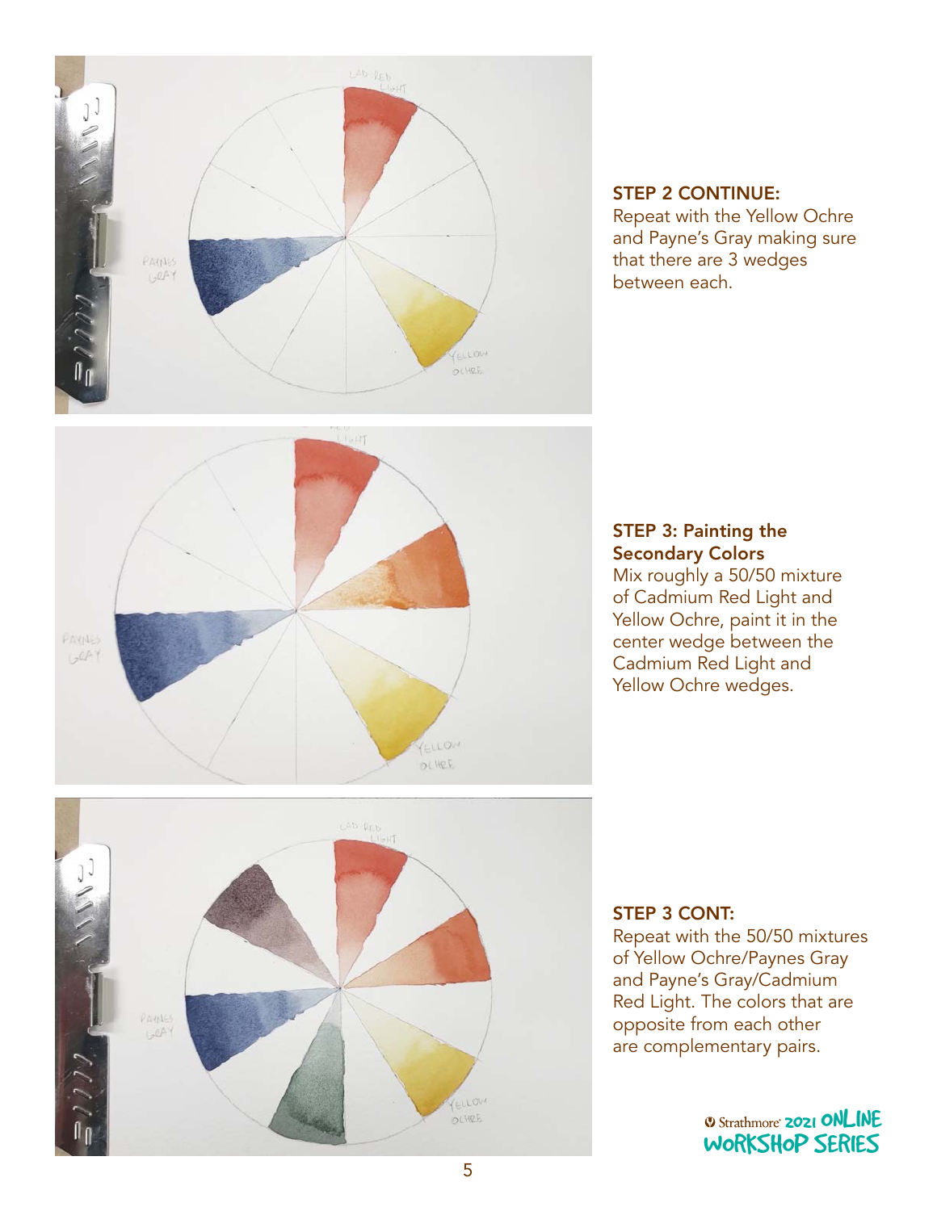**STEP 2 CONTINUE:**
Repeat with the Yellow Ochre and Payne's Gray making sure that there are 3 wedges between each.

**STEP 3: Painting the Secondary Colors**
Mix roughly a 50/50 mixture of Cadmium Red Light and Yellow Ochre, paint it in the center wedge between the Cadmium Red Light and Yellow Ochre wedges.

**STEP 3 CONT:**
Repeat with the 50/50 mixtures of Yellow Ochre/Paynes Gray and Payne's Gray/Cadmium Red Light. The colors that are opposite from each other are complementary pairs.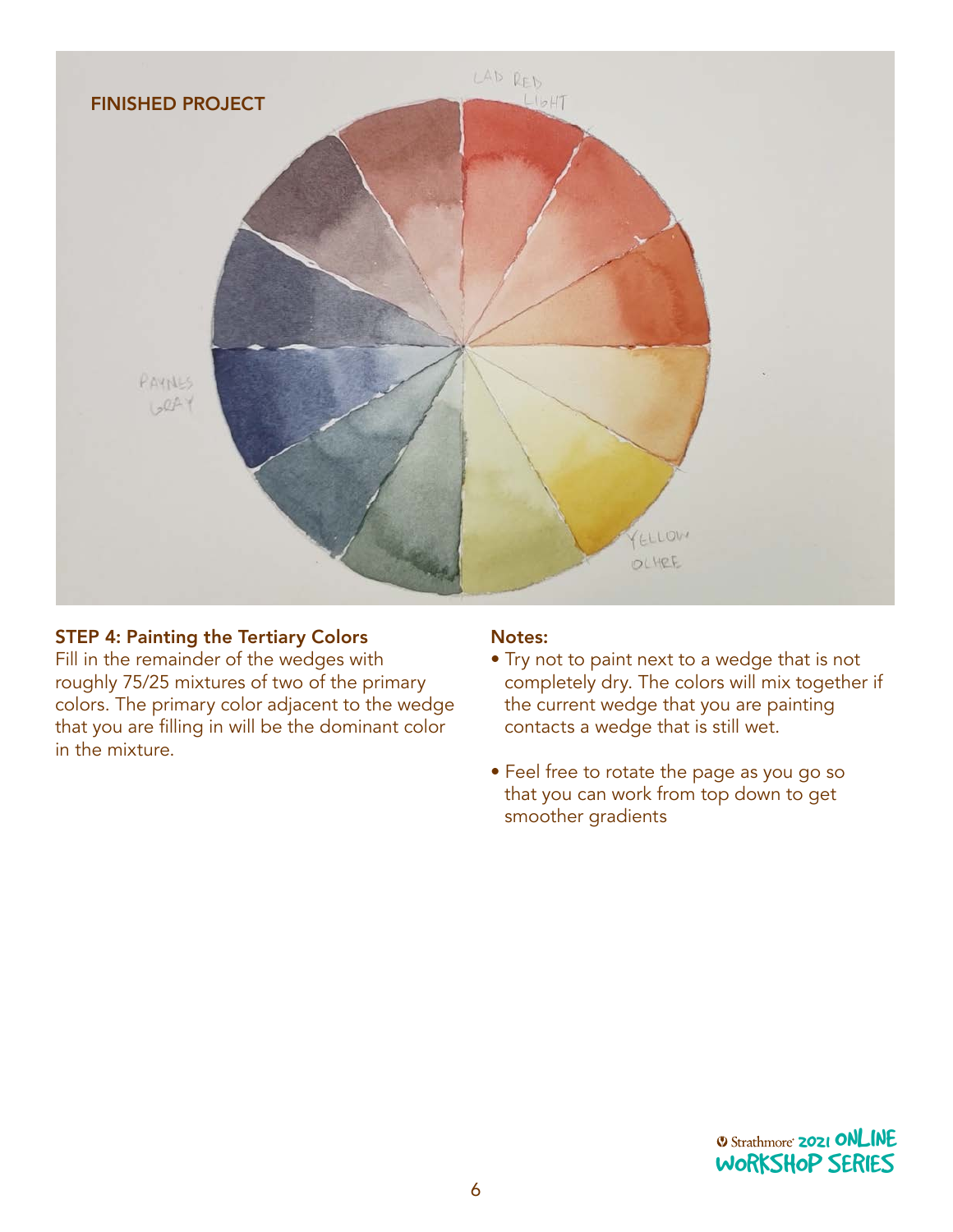## FINISHED PROJECT

### STEP 4: Painting the Tertiary Colors

Fill in the remainder of the wedges with roughly 75/25 mixtures of two of the primary colors. The primary color adjacent to the wedge that you are filling in will be the dominant color in the mixture.

### Notes:

- Try not to paint next to a wedge that is not completely dry. The colors will mix together if the current wedge that you are painting contacts a wedge that is still wet.
- Feel free to rotate the page as you go so that you can work from top down to get smoother gradients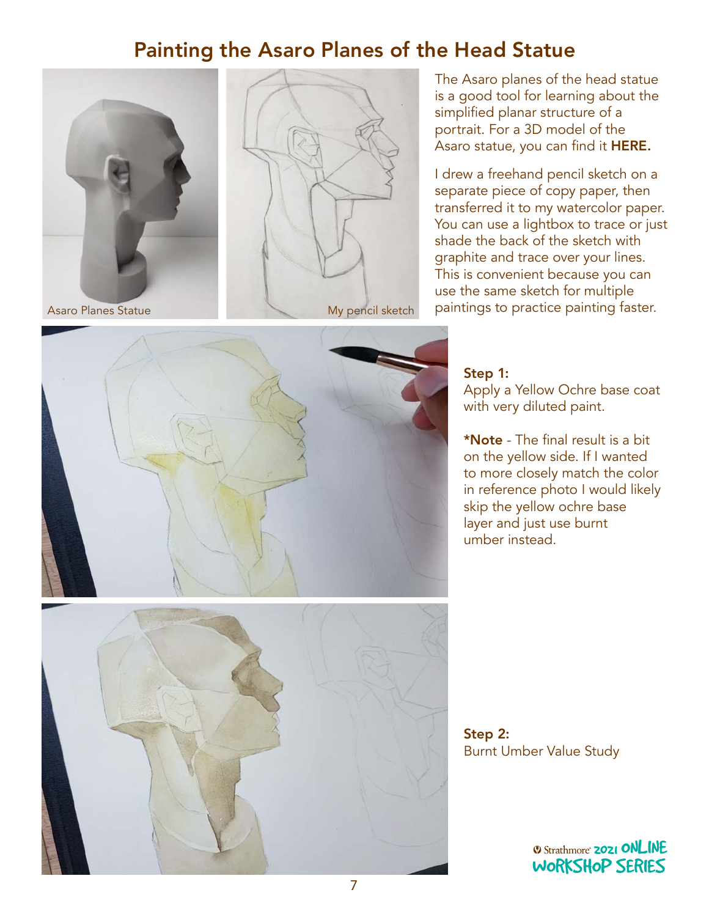# Painting the Asaro Planes of the Head Statue

Asaro Planes Statue

My pencil sketch

The Asaro planes of the head statue is a good tool for learning about the simplified planar structure of a portrait. For a 3D model of the Asaro statue, you can find it **HERE.**

I drew a freehand pencil sketch on a separate piece of copy paper, then transferred it to my watercolor paper. You can use a lightbox to trace or just shade the back of the sketch with graphite and trace over your lines. This is convenient because you can use the same sketch for multiple paintings to practice painting faster.

**Step 1:**
Apply a Yellow Ochre base coat with very diluted paint.

***Note** - The final result is a bit on the yellow side. If I wanted to more closely match the color in reference photo I would likely skip the yellow ochre base layer and just use burnt umber instead.

**Step 2:**
Burnt Umber Value Study

Strathmore 2021 ONLINE WORKSHOP SERIES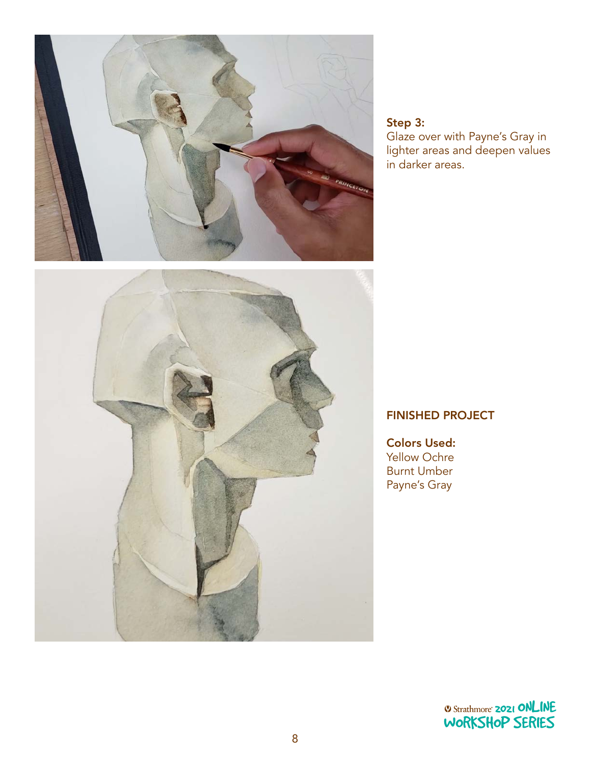**Step 3:**
Glaze over with Payne's Gray in lighter areas and deepen values in darker areas.

## FINISHED PROJECT

**Colors Used:**
Yellow Ochre
Burnt Umber
Payne's Gray